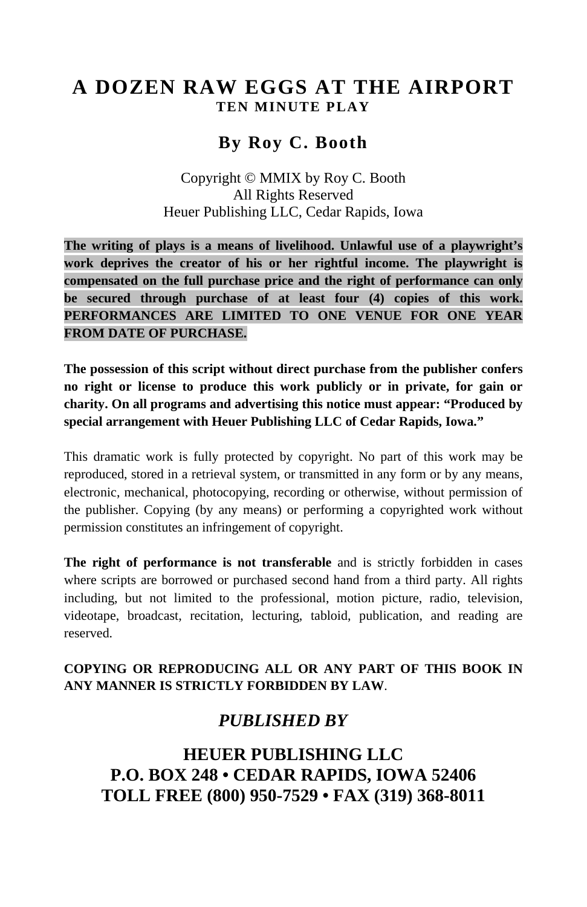# A DOZEN RAW EGGS AT THE AIRPORT

### TEN MINUTE PLAY

## By Roy C. Booth

Copyright © MMIX by Roy C. Booth
All Rights Reserved
Heuer Publishing LLC, Cedar Rapids, Iowa

**The writing of plays is a means of livelihood. Unlawful use of a playwright's work deprives the creator of his or her rightful income. The playwright is compensated on the full purchase price and the right of performance can only be secured through purchase of at least four (4) copies of this work. PERFORMANCES ARE LIMITED TO ONE VENUE FOR ONE YEAR FROM DATE OF PURCHASE.**

**The possession of this script without direct purchase from the publisher confers no right or license to produce this work publicly or in private, for gain or charity. On all programs and advertising this notice must appear: "Produced by special arrangement with Heuer Publishing LLC of Cedar Rapids, Iowa."**

This dramatic work is fully protected by copyright. No part of this work may be reproduced, stored in a retrieval system, or transmitted in any form or by any means, electronic, mechanical, photocopying, recording or otherwise, without permission of the publisher. Copying (by any means) or performing a copyrighted work without permission constitutes an infringement of copyright.

**The right of performance is not transferable** and is strictly forbidden in cases where scripts are borrowed or purchased second hand from a third party. All rights including, but not limited to the professional, motion picture, radio, television, videotape, broadcast, recitation, lecturing, tabloid, publication, and reading are reserved.

**COPYING OR REPRODUCING ALL OR ANY PART OF THIS BOOK IN ANY MANNER IS STRICTLY FORBIDDEN BY LAW**.

***PUBLISHED BY***

**HEUER PUBLISHING LLC**
**P.O. BOX 248 • CEDAR RAPIDS, IOWA 52406**
**TOLL FREE (800) 950-7529 • FAX (319) 368-8011**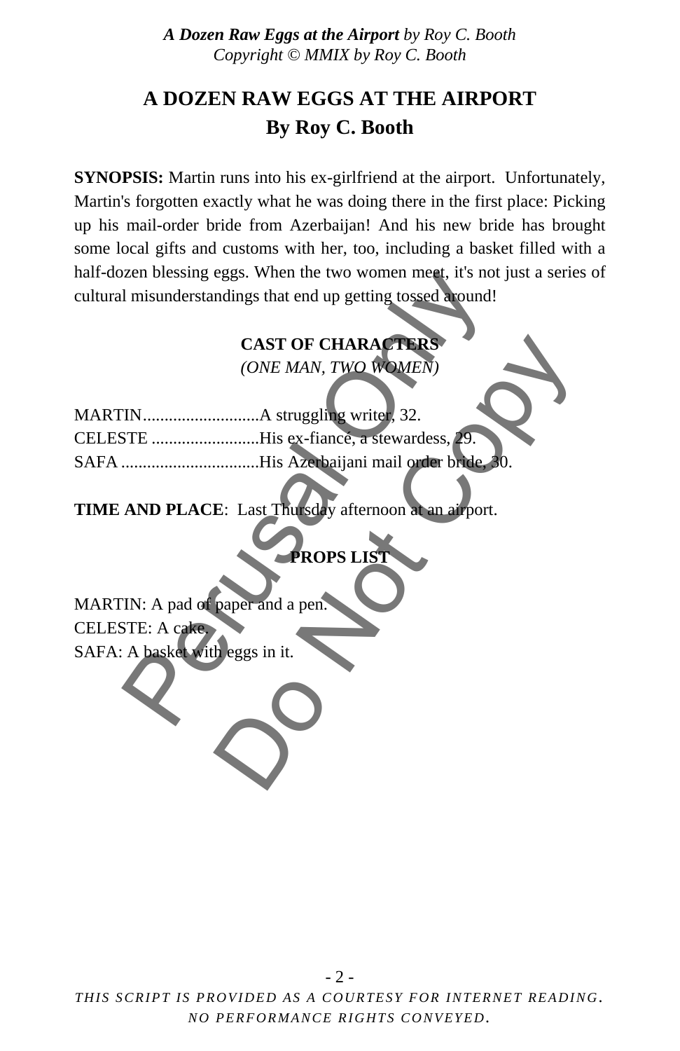# A DOZEN RAW EGGS AT THE AIRPORT
## By Roy C. Booth

**SYNOPSIS:** Martin runs into his ex-girlfriend at the airport. Unfortunately, Martin's forgotten exactly what he was doing there in the first place: Picking up his mail-order bride from Azerbaijan! And his new bride has brought some local gifts and customs with her, too, including a basket filled with a half-dozen blessing eggs. When the two women meet, it's not just a series of cultural misunderstandings that end up getting tossed around!

**CAST OF CHARACTERS**
*(ONE MAN, TWO WOMEN)*

MARTIN..........................A struggling writer, 32.
CELESTE .........................His ex-fiancé, a stewardess, 29.
SAFA ................................His Azerbaijani mail order bride, 30.

**TIME AND PLACE**: Last Thursday afternoon at an airport.

**PROPS LIST**

MARTIN: A pad of paper and a pen.
CELESTE: A cake.
SAFA: A basket with eggs in it.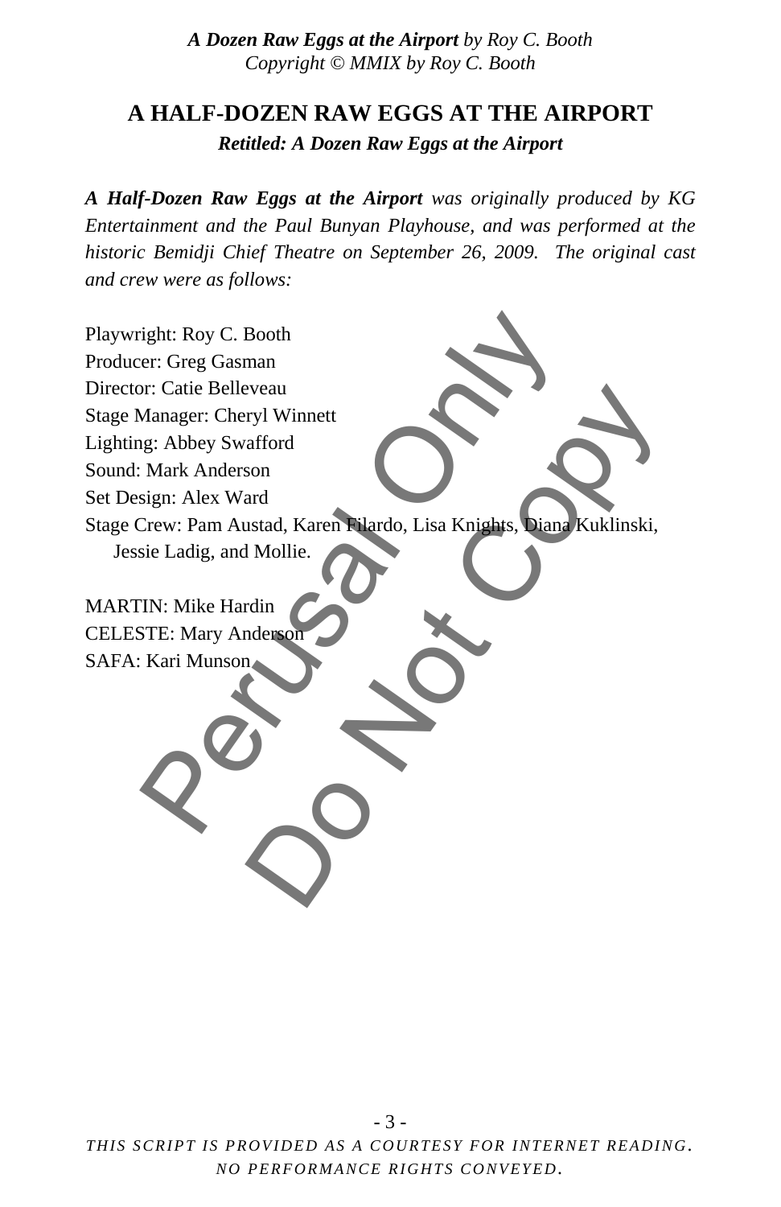# A HALF-DOZEN RAW EGGS AT THE AIRPORT

***Retitled: A Dozen Raw Eggs at the Airport***

***A Half-Dozen Raw Eggs at the Airport*** *was originally produced by KG Entertainment and the Paul Bunyan Playhouse, and was performed at the historic Bemidji Chief Theatre on September 26, 2009. The original cast and crew were as follows:*

Playwright: Roy C. Booth
Producer: Greg Gasman
Director: Catie Belleveau
Stage Manager: Cheryl Winnett
Lighting: Abbey Swafford
Sound: Mark Anderson
Set Design: Alex Ward
Stage Crew: Pam Austad, Karen Filardo, Lisa Knights, Diana Kuklinski, Jessie Ladig, and Mollie.

MARTIN: Mike Hardin
CELESTE: Mary Anderson
SAFA: Kari Munson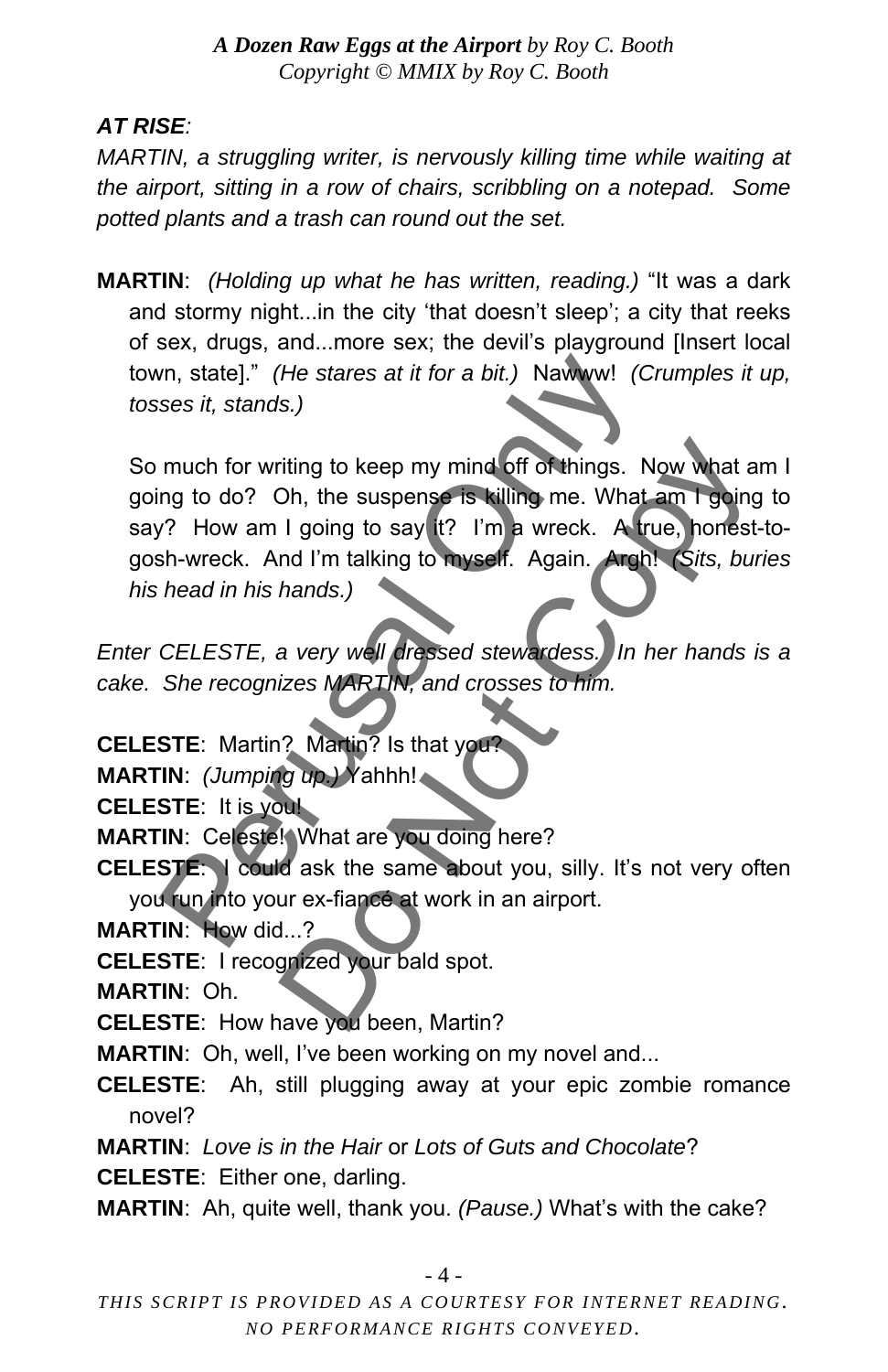***AT RISE:***

*MARTIN, a struggling writer, is nervously killing time while waiting at the airport, sitting in a row of chairs, scribbling on a notepad. Some potted plants and a trash can round out the set.*

**MARTIN**: *(Holding up what he has written, reading.)* "It was a dark and stormy night...in the city 'that doesn't sleep'; a city that reeks of sex, drugs, and...more sex; the devil's playground [Insert local town, state]." *(He stares at it for a bit.)* Nawww! *(Crumples it up, tosses it, stands.)*

So much for writing to keep my mind off of things. Now what am I going to do? Oh, the suspense is killing me. What am I going to say? How am I going to say it? I'm a wreck. A true, honest-to-gosh-wreck. And I'm talking to myself. Again. Argh! *(Sits, buries his head in his hands.)*

*Enter CELESTE, a very well dressed stewardess. In her hands is a cake. She recognizes MARTIN, and crosses to him.*

**CELESTE**: Martin? Martin? Is that you?

**MARTIN**: *(Jumping up.)* Yahhh!

**CELESTE**: It is you!

**MARTIN**: Celeste! What are you doing here?

**CELESTE**: I could ask the same about you, silly. It's not very often you run into your ex-fiancé at work in an airport.

**MARTIN**: How did...?

**CELESTE**: I recognized your bald spot.

**MARTIN**: Oh.

**CELESTE**: How have you been, Martin?

**MARTIN**: Oh, well, I've been working on my novel and...

**CELESTE**: Ah, still plugging away at your epic zombie romance novel?

**MARTIN**: *Love is in the Hair* or *Lots of Guts and Chocolate*?

**CELESTE**: Either one, darling.

**MARTIN**: Ah, quite well, thank you. *(Pause.)* What's with the cake?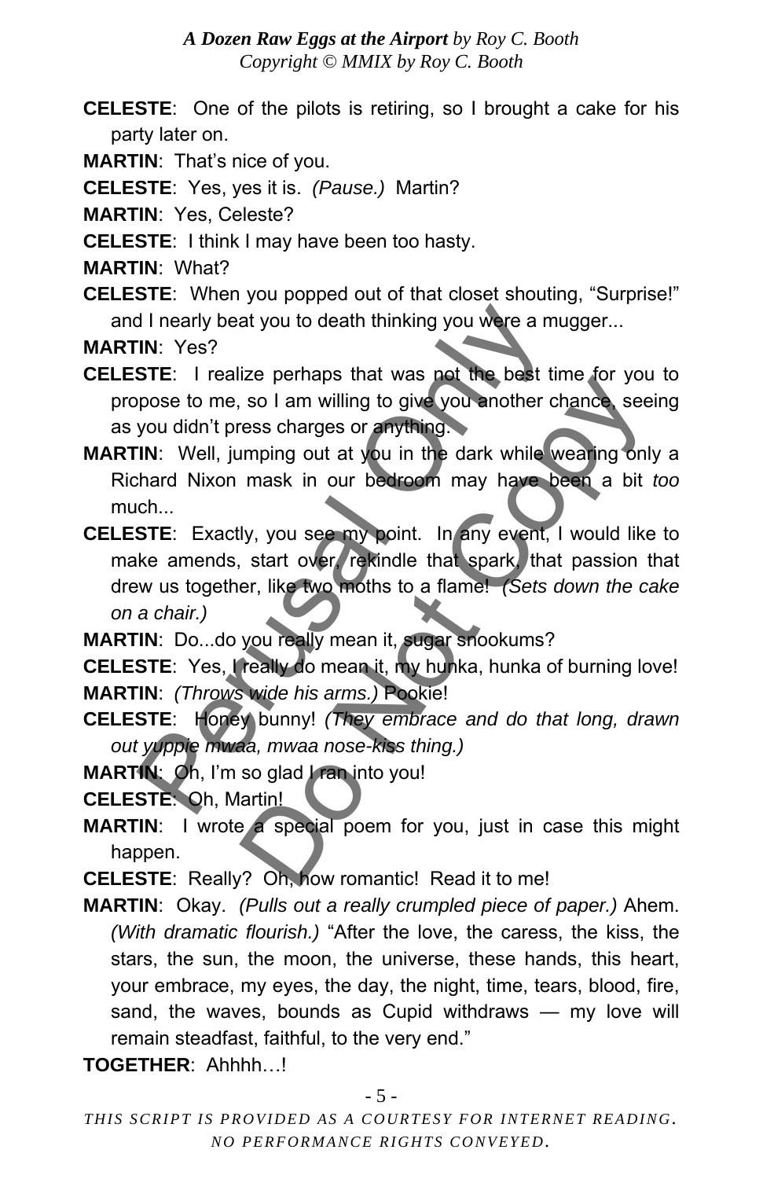**CELESTE**: One of the pilots is retiring, so I brought a cake for his party later on.

**MARTIN**: That's nice of you.

**CELESTE**: Yes, yes it is. *(Pause.)* Martin?

**MARTIN**: Yes, Celeste?

**CELESTE**: I think I may have been too hasty.

**MARTIN**: What?

**CELESTE**: When you popped out of that closet shouting, "Surprise!" and I nearly beat you to death thinking you were a mugger...

**MARTIN**: Yes?

**CELESTE**: I realize perhaps that was not the best time for you to propose to me, so I am willing to give you another chance, seeing as you didn't press charges or anything.

**MARTIN**: Well, jumping out at you in the dark while wearing only a Richard Nixon mask in our bedroom may have been a bit *too* much...

**CELESTE**: Exactly, you see my point. In any event, I would like to make amends, start over, rekindle that spark, that passion that drew us together, like two moths to a flame! *(Sets down the cake on a chair.)*

**MARTIN**: Do...do you really mean it, sugar snookums?

**CELESTE**: Yes, I really do mean it, my hunka, hunka of burning love!

**MARTIN**: *(Throws wide his arms.)* Pookie!

**CELESTE**: Honey bunny! *(They embrace and do that long, drawn out yuppie mwaa, mwaa nose-kiss thing.)*

**MARTIN**: Oh, I'm so glad I ran into you!

**CELESTE**: Oh, Martin!

**MARTIN**: I wrote a special poem for you, just in case this might happen.

**CELESTE**: Really? Oh, how romantic! Read it to me!

**MARTIN**: Okay. *(Pulls out a really crumpled piece of paper.)* Ahem. *(With dramatic flourish.)* "After the love, the caress, the kiss, the stars, the sun, the moon, the universe, these hands, this heart, your embrace, my eyes, the day, the night, time, tears, blood, fire, sand, the waves, bounds as Cupid withdraws — my love will remain steadfast, faithful, to the very end."

**TOGETHER**: Ahhhh…!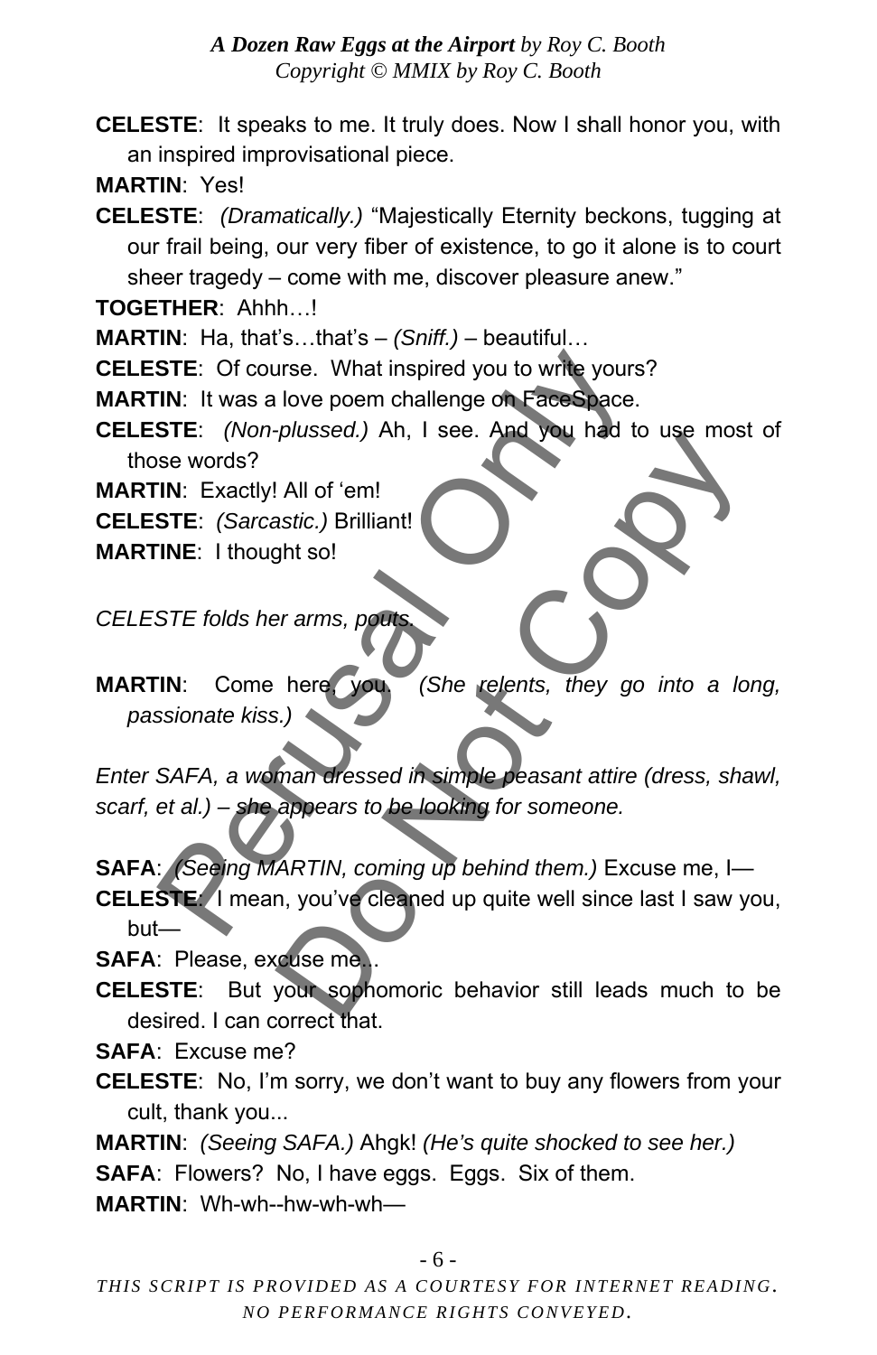**CELESTE**: It speaks to me. It truly does. Now I shall honor you, with an inspired improvisational piece.

**MARTIN**: Yes!

**CELESTE**: *(Dramatically.)* "Majestically Eternity beckons, tugging at our frail being, our very fiber of existence, to go it alone is to court sheer tragedy – come with me, discover pleasure anew."

**TOGETHER**: Ahhh…!

**MARTIN**: Ha, that's…that's – *(Sniff.)* – beautiful…

**CELESTE**: Of course. What inspired you to write yours?

**MARTIN**: It was a love poem challenge on FaceSpace.

**CELESTE**: *(Non-plussed.)* Ah, I see. And you had to use most of those words?

**MARTIN**: Exactly! All of 'em!

**CELESTE**: *(Sarcastic.)* Brilliant!

**MARTINE**: I thought so!

*CELESTE folds her arms, pouts.*

**MARTIN**: Come here, you. *(She relents, they go into a long, passionate kiss.)*

*Enter SAFA, a woman dressed in simple peasant attire (dress, shawl, scarf, et al.) – she appears to be looking for someone.*

**SAFA**: *(Seeing MARTIN, coming up behind them.)* Excuse me, I—

**CELESTE**: I mean, you've cleaned up quite well since last I saw you, but—

**SAFA**: Please, excuse me...

**CELESTE**: But your sophomoric behavior still leads much to be desired. I can correct that.

**SAFA**: Excuse me?

**CELESTE**: No, I'm sorry, we don't want to buy any flowers from your cult, thank you...

**MARTIN**: *(Seeing SAFA.)* Ahgk! *(He's quite shocked to see her.)*

**SAFA**: Flowers? No, I have eggs. Eggs. Six of them.

**MARTIN**: Wh-wh--hw-wh-wh—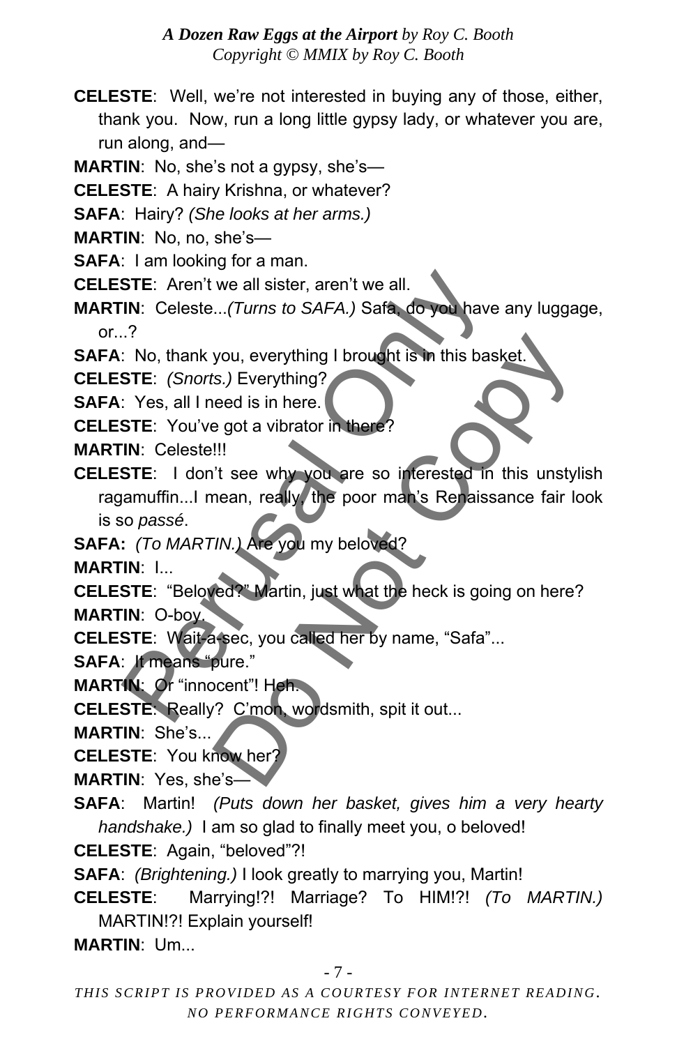**CELESTE**: Well, we're not interested in buying any of those, either, thank you. Now, run a long little gypsy lady, or whatever you are, run along, and—

**MARTIN**: No, she's not a gypsy, she's—

**CELESTE**: A hairy Krishna, or whatever?

**SAFA**: Hairy? *(She looks at her arms.)*

**MARTIN**: No, no, she's—

**SAFA**: I am looking for a man.

**CELESTE**: Aren't we all sister, aren't we all.

**MARTIN**: Celeste...*(Turns to SAFA.)* Safa, do you have any luggage, or...?

**SAFA**: No, thank you, everything I brought is in this basket.

**CELESTE**: *(Snorts.)* Everything?

**SAFA**: Yes, all I need is in here.

**CELESTE**: You've got a vibrator in there?

**MARTIN**: Celeste!!!

**CELESTE**: I don't see why you are so interested in this unstylish ragamuffin...I mean, really, the poor man's Renaissance fair look is so *passé*.

**SAFA:** *(To MARTIN.)* Are you my beloved?

**MARTIN**: I...

**CELESTE**: "Beloved?" Martin, just what the heck is going on here?

**MARTIN**: O-boy.

**CELESTE**: Wait-a-sec, you called her by name, "Safa"...

**SAFA**: It means "pure."

**MARTIN**: Or "innocent"! Heh.

**CELESTE**: Really? C'mon, wordsmith, spit it out...

**MARTIN**: She's...

**CELESTE**: You know her?

**MARTIN**: Yes, she's—

**SAFA**: Martin! *(Puts down her basket, gives him a very hearty handshake.)* I am so glad to finally meet you, o beloved!

**CELESTE**: Again, "beloved"?!

**SAFA**: *(Brightening.)* I look greatly to marrying you, Martin!

**CELESTE**: Marrying!?! Marriage? To HIM!?! *(To MARTIN.)* MARTIN!?! Explain yourself!

**MARTIN**: Um...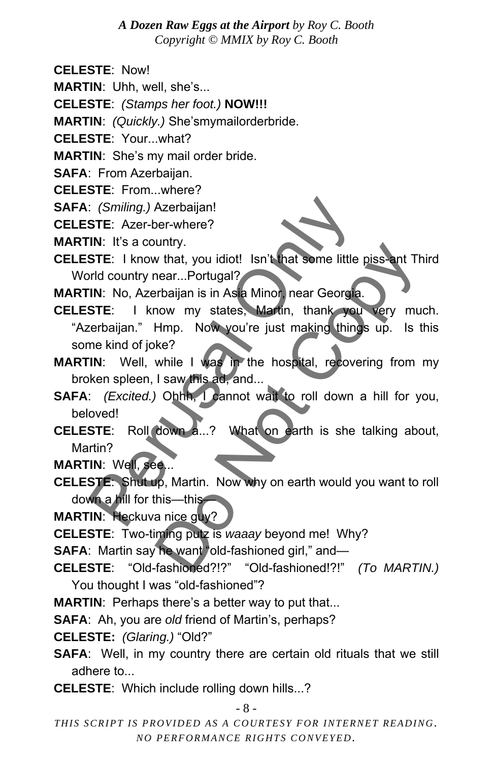**CELESTE**: Now!

**MARTIN**: Uhh, well, she's...

**CELESTE**: *(Stamps her foot.)* **NOW!!!**

**MARTIN**: *(Quickly.)* She'smymailorderbride.

**CELESTE**: Your...what?

**MARTIN**: She's my mail order bride.

**SAFA**: From Azerbaijan.

**CELESTE**: From...where?

**SAFA**: *(Smiling.)* Azerbaijan!

**CELESTE**: Azer-ber-where?

**MARTIN**: It's a country.

**CELESTE**: I know that, you idiot! Isn't that some little piss-ant Third World country near...Portugal?

**MARTIN**: No, Azerbaijan is in Asia Minor, near Georgia.

**CELESTE**: I know my states, Martin, thank you very much. "Azerbaijan." Hmp. Now you're just making things up. Is this some kind of joke?

**MARTIN**: Well, while I was in the hospital, recovering from my broken spleen, I saw this ad, and...

**SAFA**: *(Excited.)* Ohhh, I cannot wait to roll down a hill for you, beloved!

**CELESTE**: Roll down a...? What on earth is she talking about, Martin?

**MARTIN**: Well, see...

**CELESTE**: Shut up, Martin. Now why on earth would you want to roll down a hill for this—this—

**MARTIN**: Heckuva nice guy?

**CELESTE**: Two-timing putz is *waaay* beyond me! Why?

**SAFA**: Martin say he want "old-fashioned girl," and—

**CELESTE**: "Old-fashioned?!?" "Old-fashioned!?!" *(To MARTIN.)* You thought I was "old-fashioned"?

**MARTIN**: Perhaps there's a better way to put that...

**SAFA**: Ah, you are *old* friend of Martin's, perhaps?

**CELESTE:** *(Glaring.)* "Old?"

**SAFA**: Well, in my country there are certain old rituals that we still adhere to...

**CELESTE**: Which include rolling down hills...?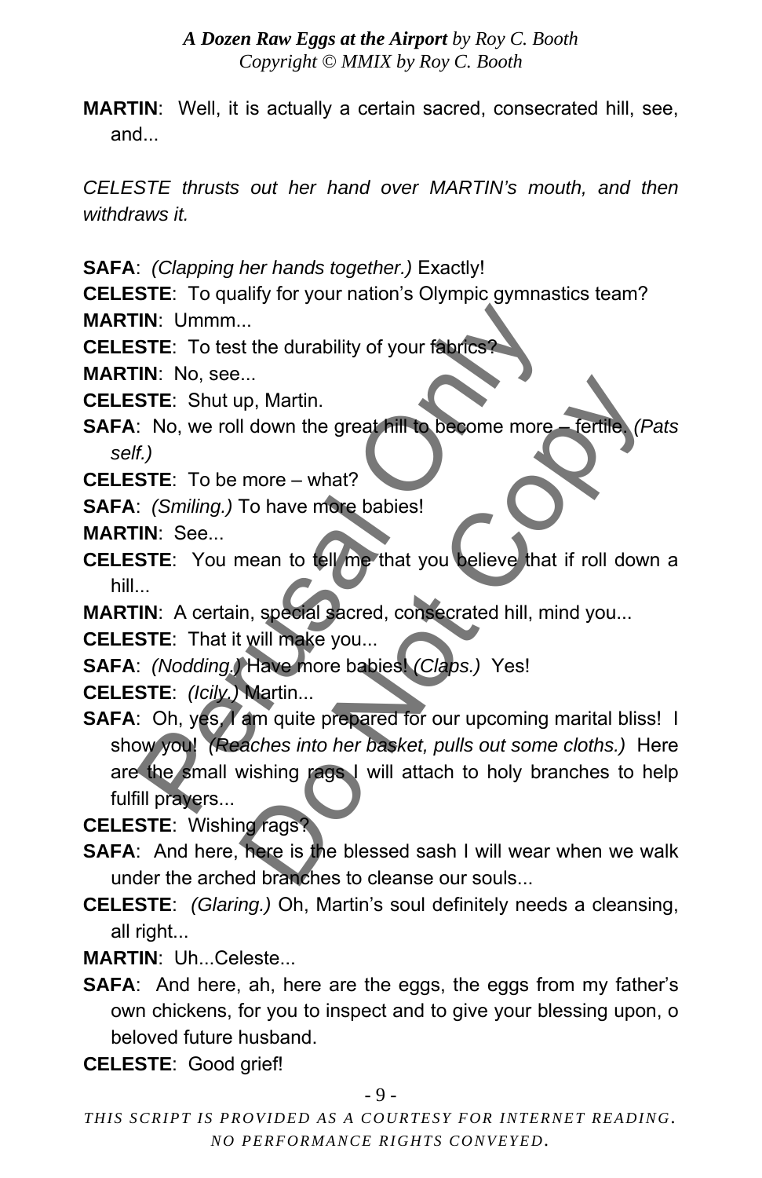**MARTIN**: Well, it is actually a certain sacred, consecrated hill, see, and...

*CELESTE thrusts out her hand over MARTIN's mouth, and then withdraws it.*

**SAFA**: *(Clapping her hands together.)* Exactly!

**CELESTE**: To qualify for your nation's Olympic gymnastics team?

**MARTIN**: Ummm...

**CELESTE**: To test the durability of your fabrics?

**MARTIN**: No, see...

**CELESTE**: Shut up, Martin.

**SAFA**: No, we roll down the great hill to become more – fertile. *(Pats self.)*

**CELESTE**: To be more – what?

**SAFA**: *(Smiling.)* To have more babies!

**MARTIN**: See...

**CELESTE**: You mean to tell me that you believe that if roll down a hill...

**MARTIN**: A certain, special sacred, consecrated hill, mind you...

**CELESTE**: That it will make you...

**SAFA**: *(Nodding.)* Have more babies! *(Claps.)* Yes!

**CELESTE**: *(Icily.)* Martin...

**SAFA**: Oh, yes, I am quite prepared for our upcoming marital bliss! I show you! *(Reaches into her basket, pulls out some cloths.)* Here are the small wishing rags I will attach to holy branches to help fulfill prayers...

**CELESTE**: Wishing rags?

**SAFA**: And here, here is the blessed sash I will wear when we walk under the arched branches to cleanse our souls...

**CELESTE**: *(Glaring.)* Oh, Martin's soul definitely needs a cleansing, all right...

**MARTIN**: Uh...Celeste...

**SAFA**: And here, ah, here are the eggs, the eggs from my father's own chickens, for you to inspect and to give your blessing upon, o beloved future husband.

**CELESTE**: Good grief!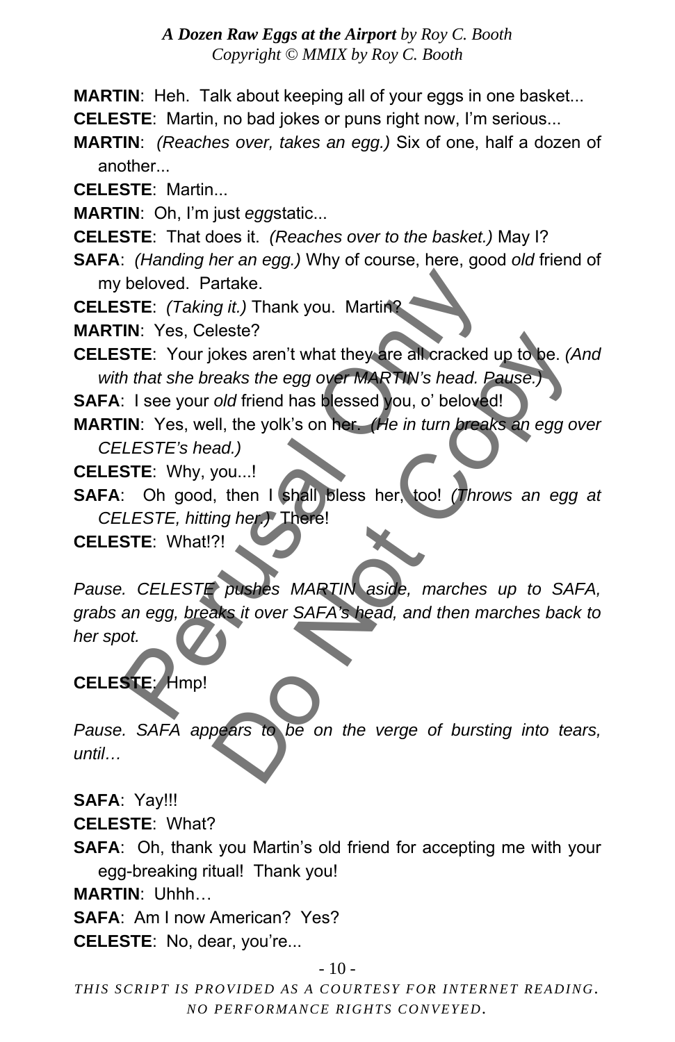**MARTIN**: Heh. Talk about keeping all of your eggs in one basket...

**CELESTE**: Martin, no bad jokes or puns right now, I'm serious...

**MARTIN**: *(Reaches over, takes an egg.)* Six of one, half a dozen of another...

**CELESTE**: Martin...

**MARTIN**: Oh, I'm just *egg*static...

**CELESTE**: That does it. *(Reaches over to the basket.)* May I?

**SAFA**: *(Handing her an egg.)* Why of course, here, good *old* friend of my beloved. Partake.

**CELESTE**: *(Taking it.)* Thank you. Martin?

**MARTIN**: Yes, Celeste?

**CELESTE**: Your jokes aren't what they are all cracked up to be. *(And with that she breaks the egg over MARTIN's head. Pause.)*

**SAFA**: I see your *old* friend has blessed you, o' beloved!

**MARTIN**: Yes, well, the yolk's on her. *(He in turn breaks an egg over CELESTE's head.)*

**CELESTE**: Why, you...!

**SAFA**: Oh good, then I shall bless her, too! *(Throws an egg at CELESTE, hitting her.)* There!

**CELESTE**: What!?!

*Pause. CELESTE pushes MARTIN aside, marches up to SAFA, grabs an egg, breaks it over SAFA's head, and then marches back to her spot.*

**CELESTE**: Hmp!

*Pause. SAFA appears to be on the verge of bursting into tears, until…*

**SAFA**: Yay!!!

**CELESTE**: What?

**SAFA**: Oh, thank you Martin's old friend for accepting me with your egg-breaking ritual! Thank you!

**MARTIN**: Uhhh…

**SAFA**: Am I now American? Yes?

**CELESTE**: No, dear, you're...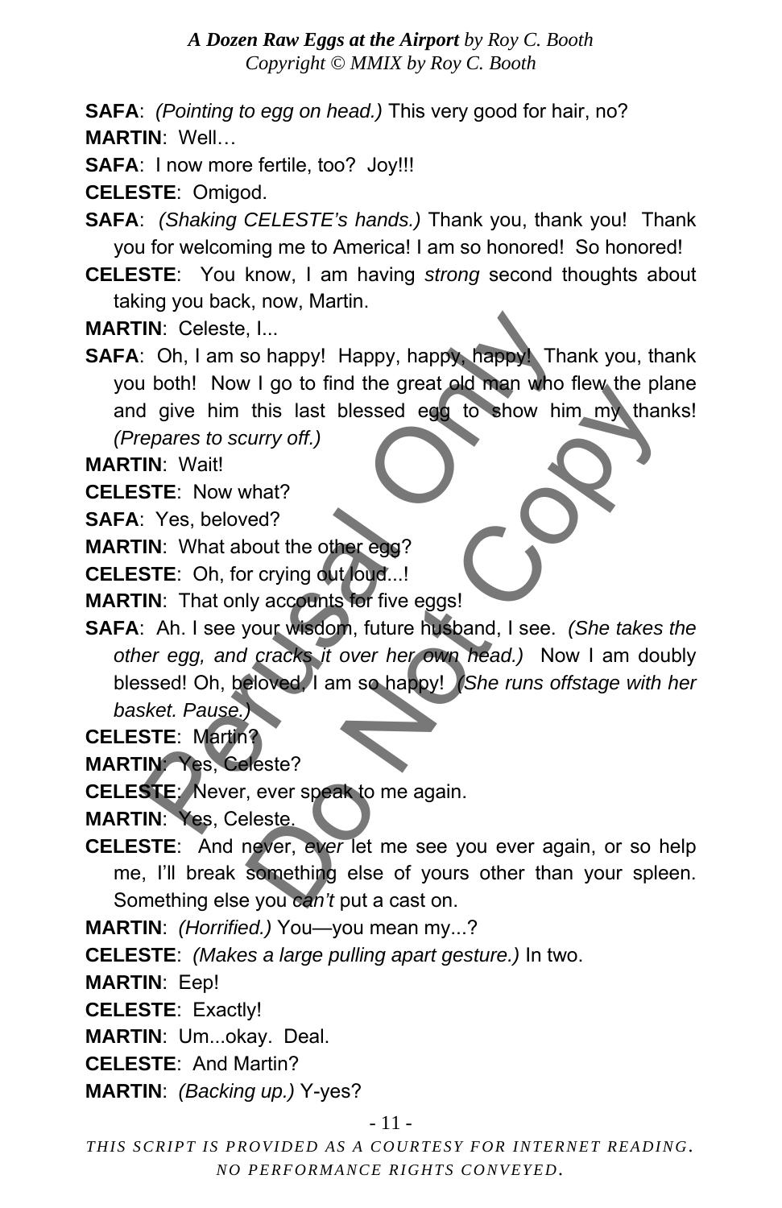**SAFA**: *(Pointing to egg on head.)* This very good for hair, no?

**MARTIN**: Well…

**SAFA**: I now more fertile, too? Joy!!!

**CELESTE**: Omigod.

**SAFA**: *(Shaking CELESTE's hands.)* Thank you, thank you! Thank you for welcoming me to America! I am so honored! So honored!

**CELESTE**: You know, I am having *strong* second thoughts about taking you back, now, Martin.

**MARTIN**: Celeste, I...

**SAFA**: Oh, I am so happy! Happy, happy, happy! Thank you, thank you both! Now I go to find the great old man who flew the plane and give him this last blessed egg to show him my thanks! *(Prepares to scurry off.)*

**MARTIN**: Wait!

**CELESTE**: Now what?

**SAFA**: Yes, beloved?

**MARTIN**: What about the other egg?

**CELESTE**: Oh, for crying out loud...!

**MARTIN**: That only accounts for five eggs!

**SAFA**: Ah. I see your wisdom, future husband, I see. *(She takes the other egg, and cracks it over her own head.)* Now I am doubly blessed! Oh, beloved, I am so happy! *(She runs offstage with her basket. Pause.)*

**CELESTE**: Martin?

**MARTIN**: Yes, Celeste?

**CELESTE**: Never, ever speak to me again.

**MARTIN**: Yes, Celeste.

**CELESTE**: And never, *ever* let me see you ever again, or so help me, I'll break something else of yours other than your spleen. Something else you *can't* put a cast on.

**MARTIN**: *(Horrified.)* You—you mean my...?

**CELESTE**: *(Makes a large pulling apart gesture.)* In two.

**MARTIN**: Eep!

**CELESTE**: Exactly!

**MARTIN**: Um...okay. Deal.

**CELESTE**: And Martin?

**MARTIN**: *(Backing up.)* Y-yes?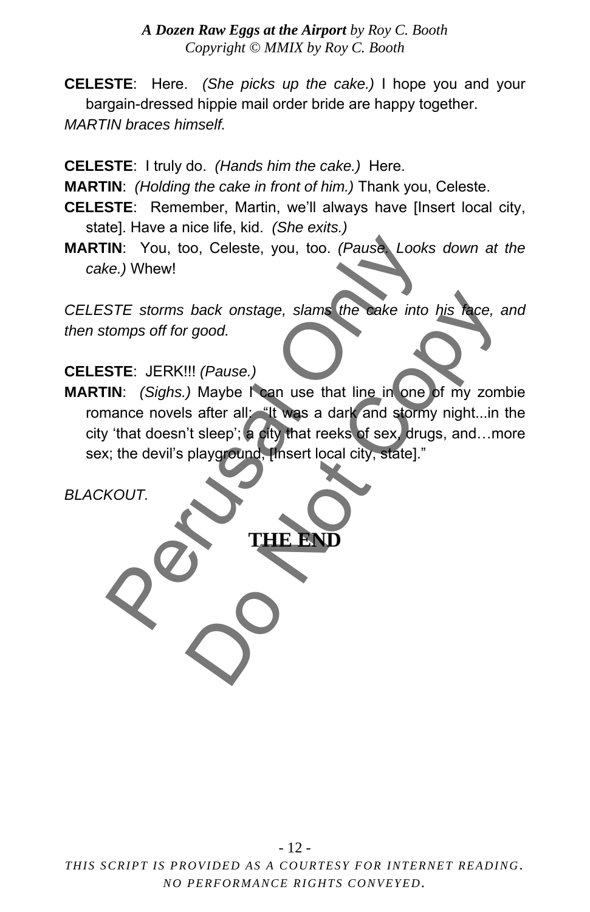**CELESTE**: Here. *(She picks up the cake.)* I hope you and your bargain-dressed hippie mail order bride are happy together.

*MARTIN braces himself.*

**CELESTE**: I truly do. *(Hands him the cake.)* Here.

**MARTIN**: *(Holding the cake in front of him.)* Thank you, Celeste.

**CELESTE**: Remember, Martin, we'll always have [Insert local city, state]. Have a nice life, kid. *(She exits.)*

**MARTIN**: You, too, Celeste, you, too. *(Pause. Looks down at the cake.)* Whew!

*CELESTE storms back onstage, slams the cake into his face, and then stomps off for good.*

**CELESTE**: JERK!!! *(Pause.)*

**MARTIN**: *(Sighs.)* Maybe I can use that line in one of my zombie romance novels after all: "It was a dark and stormy night...in the city 'that doesn't sleep'; a city that reeks of sex, drugs, and…more sex; the devil's playground, [Insert local city, state]."

*BLACKOUT.*

**THE END**